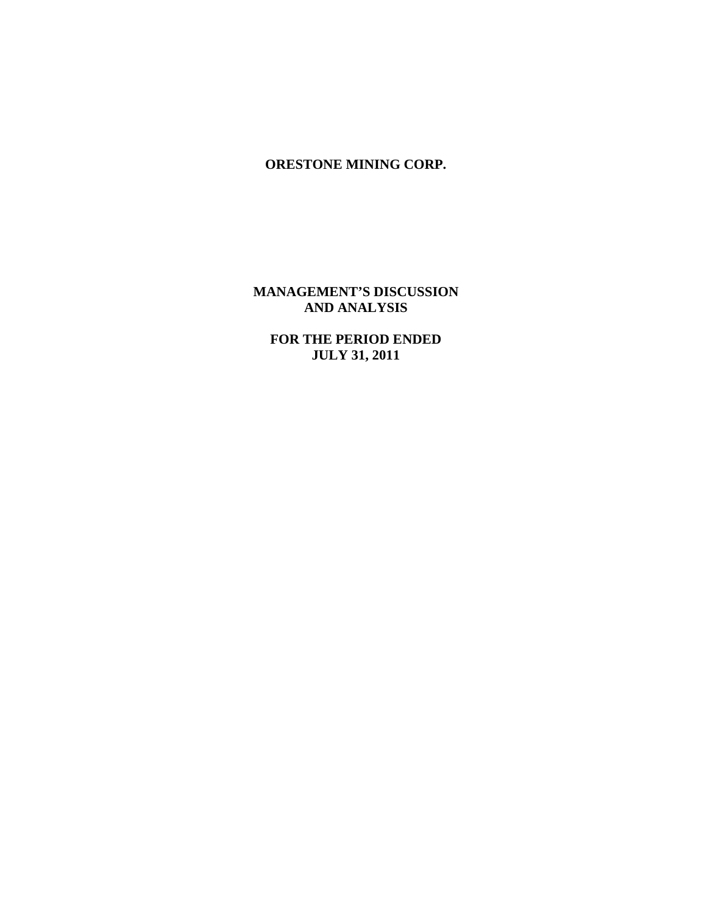# ORESTONE MINING CORP.

## MANAGEMENT'S DISCUSSION AND ANALYSIS

## FOR THE PERIOD ENDED JULY 31, 2011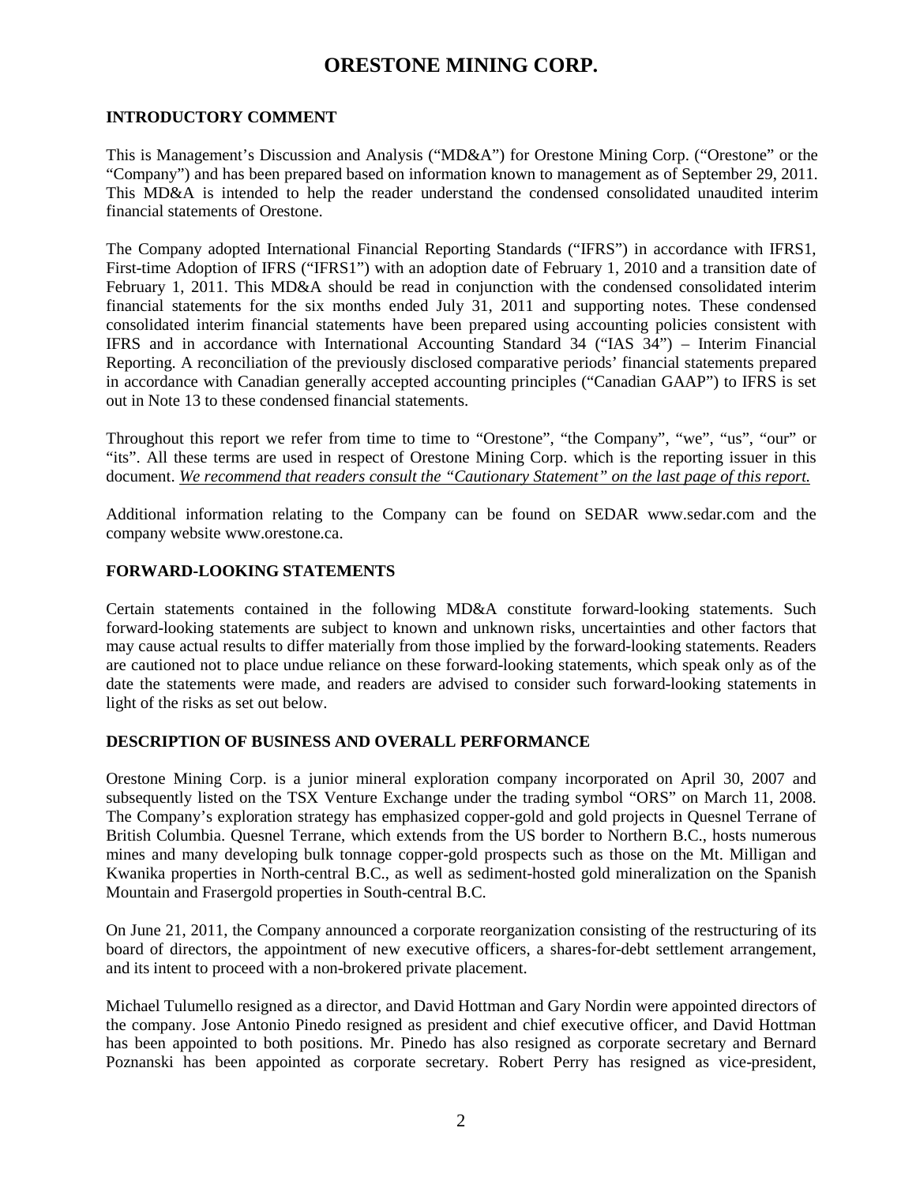# ORESTONE MINING CORP.

## INTRODUCTORY COMMENT

This is Management's Discussion and Analysis ("MD&A") for Orestone Mining Corp. ("Orestone" or the "Company") and has been prepared based on information known to management as of September 29, 2011. This MD&A is intended to help the reader understand the condensed consolidated unaudited interim financial statements of Orestone.

The Company adopted International Financial Reporting Standards ("IFRS") in accordance with IFRS1, First-time Adoption of IFRS ("IFRS1") with an adoption date of February 1, 2010 and a transition date of February 1, 2011. This MD&A should be read in conjunction with the condensed consolidated interim financial statements for the six months ended July 31, 2011 and supporting notes. These condensed consolidated interim financial statements have been prepared using accounting policies consistent with IFRS and in accordance with International Accounting Standard 34 ("IAS 34") – Interim Financial Reporting. A reconciliation of the previously disclosed comparative periods' financial statements prepared in accordance with Canadian generally accepted accounting principles ("Canadian GAAP") to IFRS is set out in Note 13 to these condensed financial statements.

Throughout this report we refer from time to time to "Orestone", "the Company", "we", "us", "our" or "its". All these terms are used in respect of Orestone Mining Corp. which is the reporting issuer in this document. *We recommend that readers consult the "Cautionary Statement" on the last page of this report.*

Additional information relating to the Company can be found on SEDAR www.sedar.com and the company website www.orestone.ca.

## FORWARD-LOOKING STATEMENTS

Certain statements contained in the following MD&A constitute forward-looking statements. Such forward-looking statements are subject to known and unknown risks, uncertainties and other factors that may cause actual results to differ materially from those implied by the forward-looking statements. Readers are cautioned not to place undue reliance on these forward-looking statements, which speak only as of the date the statements were made, and readers are advised to consider such forward-looking statements in light of the risks as set out below.

## DESCRIPTION OF BUSINESS AND OVERALL PERFORMANCE

Orestone Mining Corp. is a junior mineral exploration company incorporated on April 30, 2007 and subsequently listed on the TSX Venture Exchange under the trading symbol "ORS" on March 11, 2008. The Company's exploration strategy has emphasized copper-gold and gold projects in Quesnel Terrane of British Columbia. Quesnel Terrane, which extends from the US border to Northern B.C., hosts numerous mines and many developing bulk tonnage copper-gold prospects such as those on the Mt. Milligan and Kwanika properties in North-central B.C., as well as sediment-hosted gold mineralization on the Spanish Mountain and Frasergold properties in South-central B.C.

On June 21, 2011, the Company announced a corporate reorganization consisting of the restructuring of its board of directors, the appointment of new executive officers, a shares-for-debt settlement arrangement, and its intent to proceed with a non-brokered private placement.

Michael Tulumello resigned as a director, and David Hottman and Gary Nordin were appointed directors of the company. Jose Antonio Pinedo resigned as president and chief executive officer, and David Hottman has been appointed to both positions. Mr. Pinedo has also resigned as corporate secretary and Bernard Poznanski has been appointed as corporate secretary. Robert Perry has resigned as vice-president,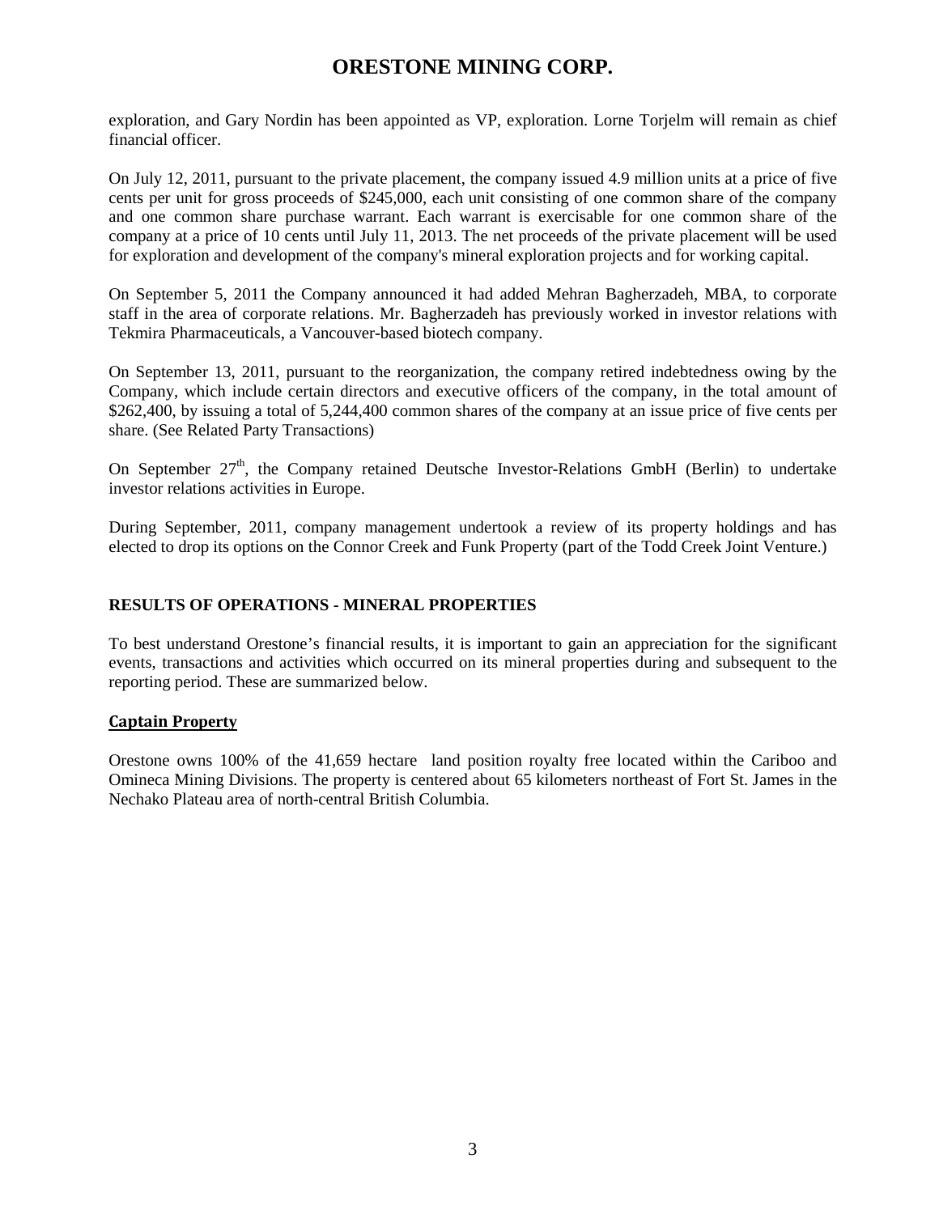exploration, and Gary Nordin has been appointed as VP, exploration. Lorne Torjelm will remain as chief financial officer.

On July 12, 2011, pursuant to the private placement, the company issued 4.9 million units at a price of five cents per unit for gross proceeds of $245,000, each unit consisting of one common share of the company and one common share purchase warrant. Each warrant is exercisable for one common share of the company at a price of 10 cents until July 11, 2013. The net proceeds of the private placement will be used for exploration and development of the company's mineral exploration projects and for working capital.

On September 5, 2011 the Company announced it had added Mehran Bagherzadeh, MBA, to corporate staff in the area of corporate relations. Mr. Bagherzadeh has previously worked in investor relations with Tekmira Pharmaceuticals, a Vancouver-based biotech company.

On September 13, 2011, pursuant to the reorganization, the company retired indebtedness owing by the Company, which include certain directors and executive officers of the company, in the total amount of $262,400, by issuing a total of 5,244,400 common shares of the company at an issue price of five cents per share. (See Related Party Transactions)

On September 27th, the Company retained Deutsche Investor-Relations GmbH (Berlin) to undertake investor relations activities in Europe.

During September, 2011, company management undertook a review of its property holdings and has elected to drop its options on the Connor Creek and Funk Property (part of the Todd Creek Joint Venture.)

## RESULTS OF OPERATIONS - MINERAL PROPERTIES

To best understand Orestone's financial results, it is important to gain an appreciation for the significant events, transactions and activities which occurred on its mineral properties during and subsequent to the reporting period. These are summarized below.

### Captain Property

Orestone owns 100% of the 41,659 hectare land position royalty free located within the Cariboo and Omineca Mining Divisions. The property is centered about 65 kilometers northeast of Fort St. James in the Nechako Plateau area of north-central British Columbia.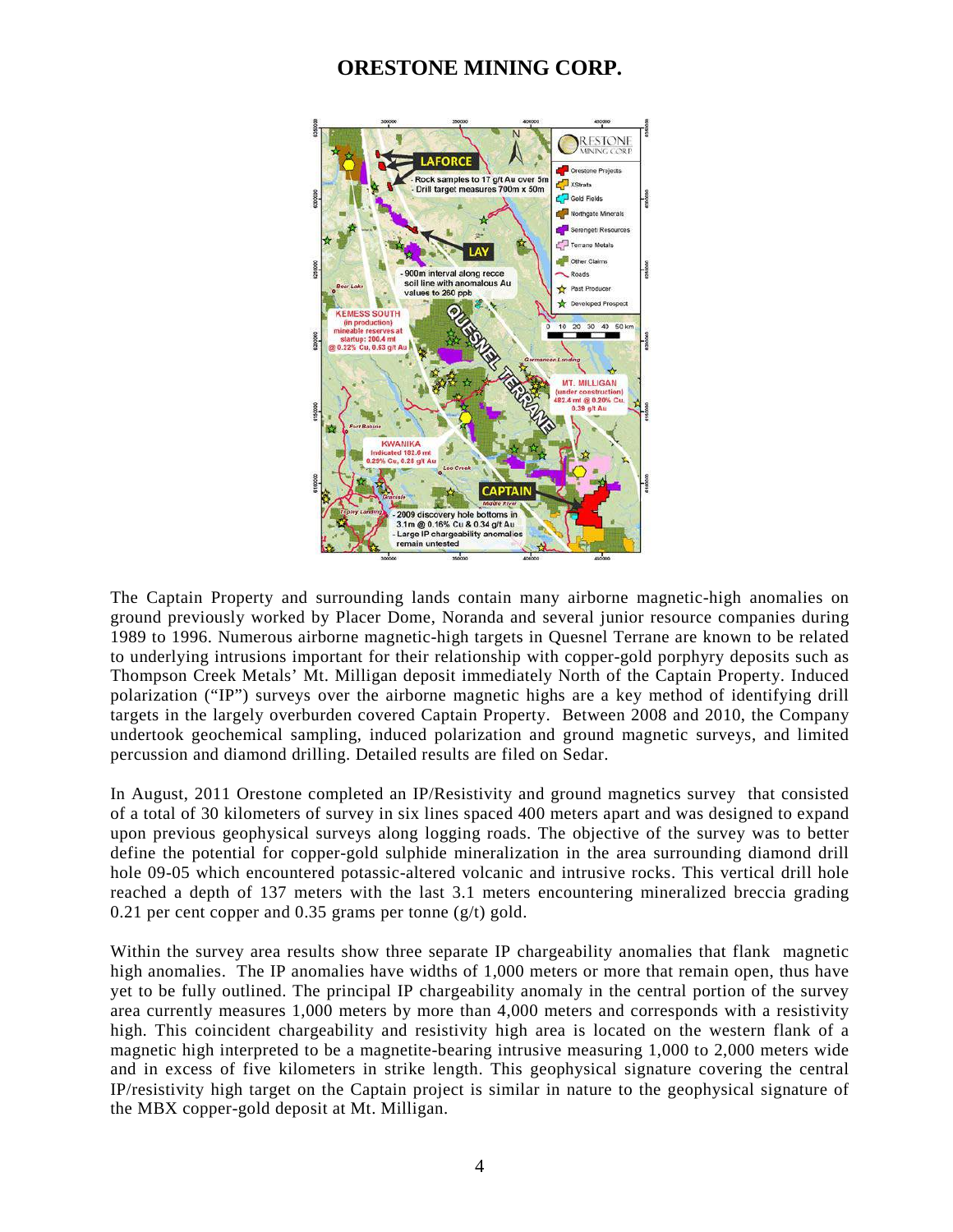# ORESTONE MINING CORP.

The Captain Property and surrounding lands contain many airborne magnetic-high anomalies on ground previously worked by Placer Dome, Noranda and several junior resource companies during 1989 to 1996. Numerous airborne magnetic-high targets in Quesnel Terrane are known to be related to underlying intrusions important for their relationship with copper-gold porphyry deposits such as Thompson Creek Metals' Mt. Milligan deposit immediately North of the Captain Property. Induced polarization ("IP") surveys over the airborne magnetic highs are a key method of identifying drill targets in the largely overburden covered Captain Property. Between 2008 and 2010, the Company undertook geochemical sampling, induced polarization and ground magnetic surveys, and limited percussion and diamond drilling. Detailed results are filed on Sedar.

In August, 2011 Orestone completed an IP/Resistivity and ground magnetics survey that consisted of a total of 30 kilometers of survey in six lines spaced 400 meters apart and was designed to expand upon previous geophysical surveys along logging roads. The objective of the survey was to better define the potential for copper-gold sulphide mineralization in the area surrounding diamond drill hole 09-05 which encountered potassic-altered volcanic and intrusive rocks. This vertical drill hole reached a depth of 137 meters with the last 3.1 meters encountering mineralized breccia grading 0.21 per cent copper and 0.35 grams per tonne (g/t) gold.

Within the survey area results show three separate IP chargeability anomalies that flank magnetic high anomalies. The IP anomalies have widths of 1,000 meters or more that remain open, thus have yet to be fully outlined. The principal IP chargeability anomaly in the central portion of the survey area currently measures 1,000 meters by more than 4,000 meters and corresponds with a resistivity high. This coincident chargeability and resistivity high area is located on the western flank of a magnetic high interpreted to be a magnetite-bearing intrusive measuring 1,000 to 2,000 meters wide and in excess of five kilometers in strike length. This geophysical signature covering the central IP/resistivity high target on the Captain project is similar in nature to the geophysical signature of the MBX copper-gold deposit at Mt. Milligan.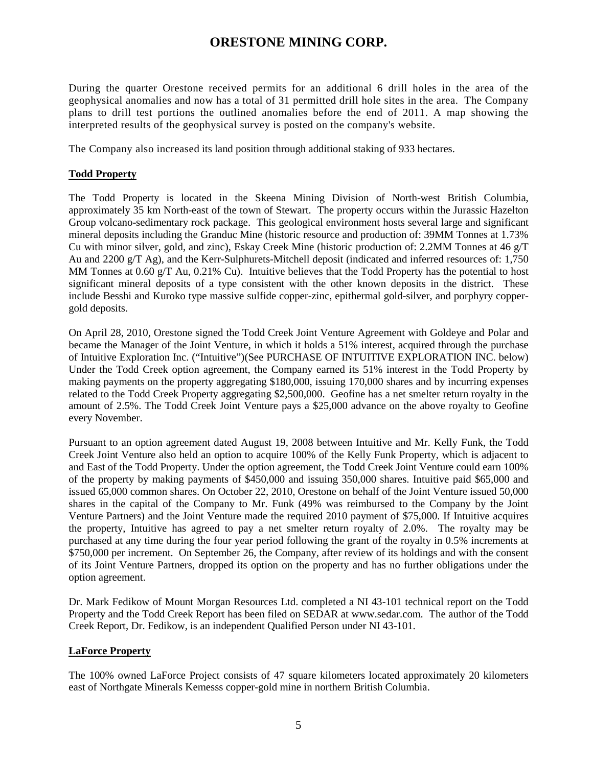During the quarter Orestone received permits for an additional 6 drill holes in the area of the geophysical anomalies and now has a total of 31 permitted drill hole sites in the area. The Company plans to drill test portions the outlined anomalies before the end of 2011. A map showing the interpreted results of the geophysical survey is posted on the company's website.

The Company also increased its land position through additional staking of 933 hectares.

**Todd Property**

The Todd Property is located in the Skeena Mining Division of North-west British Columbia, approximately 35 km North-east of the town of Stewart. The property occurs within the Jurassic Hazelton Group volcano-sedimentary rock package. This geological environment hosts several large and significant mineral deposits including the Granduc Mine (historic resource and production of: 39MM Tonnes at 1.73% Cu with minor silver, gold, and zinc), Eskay Creek Mine (historic production of: 2.2MM Tonnes at 46 g/T Au and 2200 g/T Ag), and the Kerr-Sulphurets-Mitchell deposit (indicated and inferred resources of: 1,750 MM Tonnes at 0.60 g/T Au, 0.21% Cu). Intuitive believes that the Todd Property has the potential to host significant mineral deposits of a type consistent with the other known deposits in the district. These include Besshi and Kuroko type massive sulfide copper-zinc, epithermal gold-silver, and porphyry copper-gold deposits.

On April 28, 2010, Orestone signed the Todd Creek Joint Venture Agreement with Goldeye and Polar and became the Manager of the Joint Venture, in which it holds a 51% interest, acquired through the purchase of Intuitive Exploration Inc. ("Intuitive")(See PURCHASE OF INTUITIVE EXPLORATION INC. below) Under the Todd Creek option agreement, the Company earned its 51% interest in the Todd Property by making payments on the property aggregating $180,000, issuing 170,000 shares and by incurring expenses related to the Todd Creek Property aggregating $2,500,000. Geofine has a net smelter return royalty in the amount of 2.5%. The Todd Creek Joint Venture pays a $25,000 advance on the above royalty to Geofine every November.

Pursuant to an option agreement dated August 19, 2008 between Intuitive and Mr. Kelly Funk, the Todd Creek Joint Venture also held an option to acquire 100% of the Kelly Funk Property, which is adjacent to and East of the Todd Property. Under the option agreement, the Todd Creek Joint Venture could earn 100% of the property by making payments of $450,000 and issuing 350,000 shares. Intuitive paid $65,000 and issued 65,000 common shares. On October 22, 2010, Orestone on behalf of the Joint Venture issued 50,000 shares in the capital of the Company to Mr. Funk (49% was reimbursed to the Company by the Joint Venture Partners) and the Joint Venture made the required 2010 payment of $75,000. If Intuitive acquires the property, Intuitive has agreed to pay a net smelter return royalty of 2.0%. The royalty may be purchased at any time during the four year period following the grant of the royalty in 0.5% increments at $750,000 per increment. On September 26, the Company, after review of its holdings and with the consent of its Joint Venture Partners, dropped its option on the property and has no further obligations under the option agreement.

Dr. Mark Fedikow of Mount Morgan Resources Ltd. completed a NI 43-101 technical report on the Todd Property and the Todd Creek Report has been filed on SEDAR at www.sedar.com. The author of the Todd Creek Report, Dr. Fedikow, is an independent Qualified Person under NI 43-101.

**LaForce Property**

The 100% owned LaForce Project consists of 47 square kilometers located approximately 20 kilometers east of Northgate Minerals Kemesss copper-gold mine in northern British Columbia.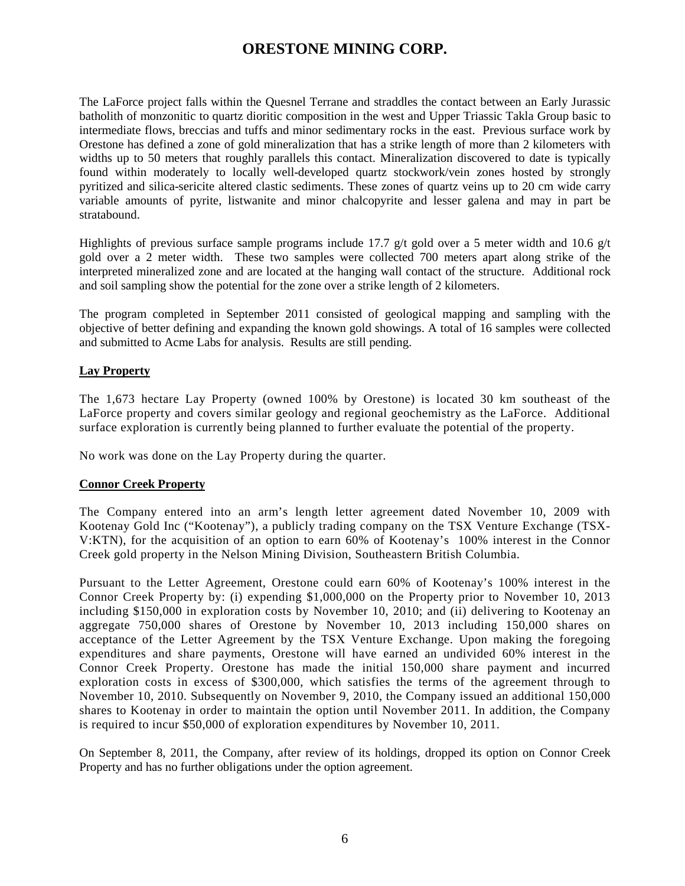The LaForce project falls within the Quesnel Terrane and straddles the contact between an Early Jurassic batholith of monzonitic to quartz dioritic composition in the west and Upper Triassic Takla Group basic to intermediate flows, breccias and tuffs and minor sedimentary rocks in the east. Previous surface work by Orestone has defined a zone of gold mineralization that has a strike length of more than 2 kilometers with widths up to 50 meters that roughly parallels this contact. Mineralization discovered to date is typically found within moderately to locally well-developed quartz stockwork/vein zones hosted by strongly pyritized and silica-sericite altered clastic sediments. These zones of quartz veins up to 20 cm wide carry variable amounts of pyrite, listwanite and minor chalcopyrite and lesser galena and may in part be stratabound.

Highlights of previous surface sample programs include 17.7 g/t gold over a 5 meter width and 10.6 g/t gold over a 2 meter width. These two samples were collected 700 meters apart along strike of the interpreted mineralized zone and are located at the hanging wall contact of the structure. Additional rock and soil sampling show the potential for the zone over a strike length of 2 kilometers.

The program completed in September 2011 consisted of geological mapping and sampling with the objective of better defining and expanding the known gold showings. A total of 16 samples were collected and submitted to Acme Labs for analysis. Results are still pending.

**Lay Property**

The 1,673 hectare Lay Property (owned 100% by Orestone) is located 30 km southeast of the LaForce property and covers similar geology and regional geochemistry as the LaForce. Additional surface exploration is currently being planned to further evaluate the potential of the property.

No work was done on the Lay Property during the quarter.

**Connor Creek Property**

The Company entered into an arm's length letter agreement dated November 10, 2009 with Kootenay Gold Inc ("Kootenay"), a publicly trading company on the TSX Venture Exchange (TSX-V:KTN), for the acquisition of an option to earn 60% of Kootenay's 100% interest in the Connor Creek gold property in the Nelson Mining Division, Southeastern British Columbia.

Pursuant to the Letter Agreement, Orestone could earn 60% of Kootenay's 100% interest in the Connor Creek Property by: (i) expending $1,000,000 on the Property prior to November 10, 2013 including $150,000 in exploration costs by November 10, 2010; and (ii) delivering to Kootenay an aggregate 750,000 shares of Orestone by November 10, 2013 including 150,000 shares on acceptance of the Letter Agreement by the TSX Venture Exchange. Upon making the foregoing expenditures and share payments, Orestone will have earned an undivided 60% interest in the Connor Creek Property. Orestone has made the initial 150,000 share payment and incurred exploration costs in excess of $300,000, which satisfies the terms of the agreement through to November 10, 2010. Subsequently on November 9, 2010, the Company issued an additional 150,000 shares to Kootenay in order to maintain the option until November 2011. In addition, the Company is required to incur $50,000 of exploration expenditures by November 10, 2011.

On September 8, 2011, the Company, after review of its holdings, dropped its option on Connor Creek Property and has no further obligations under the option agreement.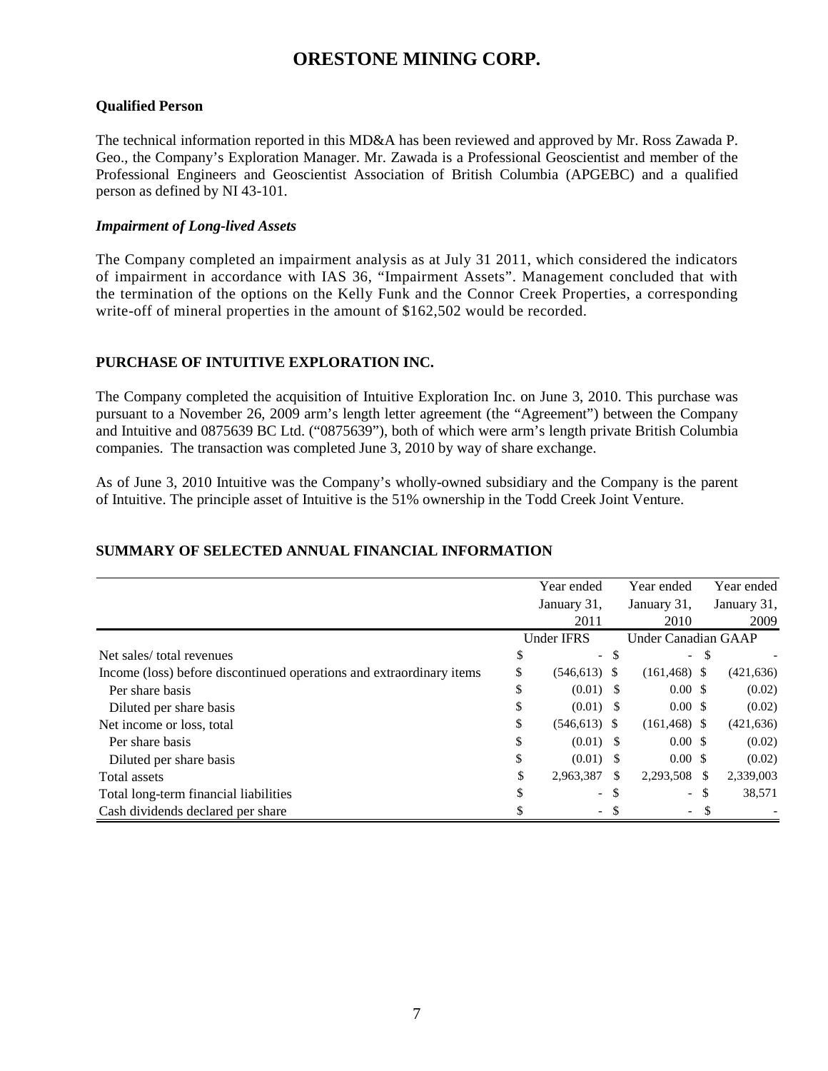# ORESTONE MINING CORP.

**Qualified Person**

The technical information reported in this MD&A has been reviewed and approved by Mr. Ross Zawada P. Geo., the Company's Exploration Manager. Mr. Zawada is a Professional Geoscientist and member of the Professional Engineers and Geoscientist Association of British Columbia (APGEBC) and a qualified person as defined by NI 43-101.

***Impairment of Long-lived Assets***

The Company completed an impairment analysis as at July 31 2011, which considered the indicators of impairment in accordance with IAS 36, "Impairment Assets". Management concluded that with the termination of the options on the Kelly Funk and the Connor Creek Properties, a corresponding write-off of mineral properties in the amount of $162,502 would be recorded.

## PURCHASE OF INTUITIVE EXPLORATION INC.

The Company completed the acquisition of Intuitive Exploration Inc. on June 3, 2010. This purchase was pursuant to a November 26, 2009 arm's length letter agreement (the "Agreement") between the Company and Intuitive and 0875639 BC Ltd. ("0875639"), both of which were arm's length private British Columbia companies. The transaction was completed June 3, 2010 by way of share exchange.

As of June 3, 2010 Intuitive was the Company's wholly-owned subsidiary and the Company is the parent of Intuitive. The principle asset of Intuitive is the 51% ownership in the Todd Creek Joint Venture.

## SUMMARY OF SELECTED ANNUAL FINANCIAL INFORMATION

| | Year ended January 31, 2011 | Year ended January 31, 2010 | Year ended January 31, 2009 |
|---|---|---|---|
| | Under IFRS | Under Canadian GAAP | |
| Net sales/ total revenues | $ - | $ - | $ - |
| Income (loss) before discontinued operations and extraordinary items | $ (546,613) | $ (161,468) | $ (421,636) |
| Per share basis | $ (0.01) | $ 0.00 | $ (0.02) |
| Diluted per share basis | $ (0.01) | $ 0.00 | $ (0.02) |
| Net income or loss, total | $ (546,613) | $ (161,468) | $ (421,636) |
| Per share basis | $ (0.01) | $ 0.00 | $ (0.02) |
| Diluted per share basis | $ (0.01) | $ 0.00 | $ (0.02) |
| Total assets | $ 2,963,387 | $ 2,293,508 | $ 2,339,003 |
| Total long-term financial liabilities | $ - | $ - | $ 38,571 |
| Cash dividends declared per share | $ - | $ - | $ - |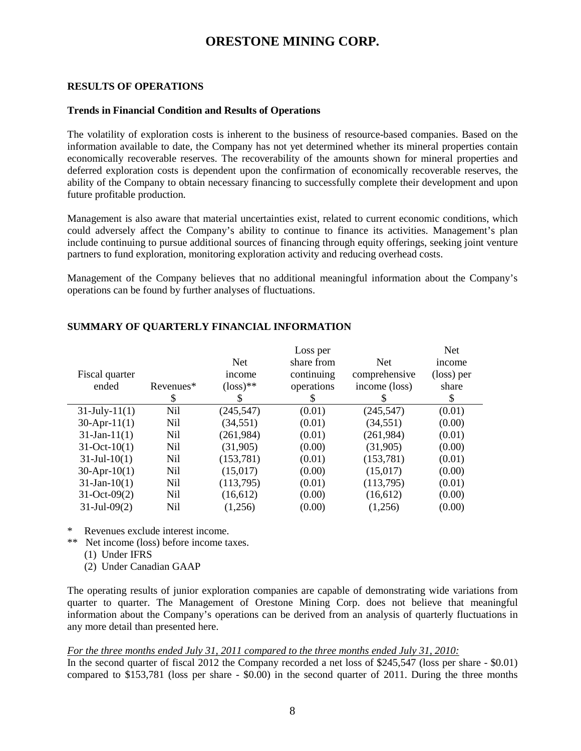## RESULTS OF OPERATIONS

### Trends in Financial Condition and Results of Operations

The volatility of exploration costs is inherent to the business of resource-based companies. Based on the information available to date, the Company has not yet determined whether its mineral properties contain economically recoverable reserves. The recoverability of the amounts shown for mineral properties and deferred exploration costs is dependent upon the confirmation of economically recoverable reserves, the ability of the Company to obtain necessary financing to successfully complete their development and upon future profitable production.

Management is also aware that material uncertainties exist, related to current economic conditions, which could adversely affect the Company's ability to continue to finance its activities. Management's plan include continuing to pursue additional sources of financing through equity offerings, seeking joint venture partners to fund exploration, monitoring exploration activity and reducing overhead costs.

Management of the Company believes that no additional meaningful information about the Company's operations can be found by further analyses of fluctuations.

## SUMMARY OF QUARTERLY FINANCIAL INFORMATION

| Fiscal quarter ended | Revenues* | Net income (loss)** | Loss per share from continuing operations | Net comprehensive income (loss) | Net income (loss) per share |
|---|---|---|---|---|---|
| | $ | $ | $ | $ | $ |
| 31-July-11(1) | Nil | (245,547) | (0.01) | (245,547) | (0.01) |
| 30-Apr-11(1) | Nil | (34,551) | (0.01) | (34,551) | (0.00) |
| 31-Jan-11(1) | Nil | (261,984) | (0.01) | (261,984) | (0.01) |
| 31-Oct-10(1) | Nil | (31,905) | (0.00) | (31,905) | (0.00) |
| 31-Jul-10(1) | Nil | (153,781) | (0.01) | (153,781) | (0.01) |
| 30-Apr-10(1) | Nil | (15,017) | (0.00) | (15,017) | (0.00) |
| 31-Jan-10(1) | Nil | (113,795) | (0.01) | (113,795) | (0.01) |
| 31-Oct-09(2) | Nil | (16,612) | (0.00) | (16,612) | (0.00) |
| 31-Jul-09(2) | Nil | (1,256) | (0.00) | (1,256) | (0.00) |

\* Revenues exclude interest income.
\** Net income (loss) before income taxes.
(1) Under IFRS
(2) Under Canadian GAAP

The operating results of junior exploration companies are capable of demonstrating wide variations from quarter to quarter. The Management of Orestone Mining Corp. does not believe that meaningful information about the Company's operations can be derived from an analysis of quarterly fluctuations in any more detail than presented here.

*For the three months ended July 31, 2011 compared to the three months ended July 31, 2010:*
In the second quarter of fiscal 2012 the Company recorded a net loss of $245,547 (loss per share - $0.01) compared to $153,781 (loss per share - $0.00) in the second quarter of 2011. During the three months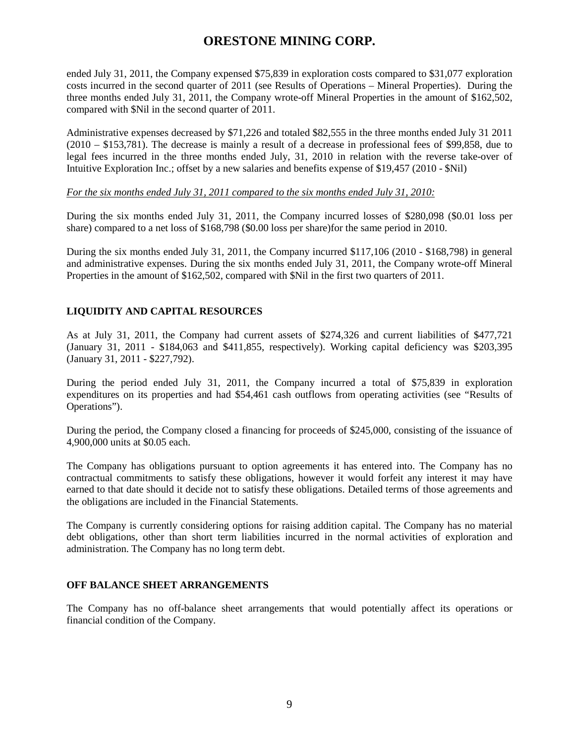ended July 31, 2011, the Company expensed $75,839 in exploration costs compared to $31,077 exploration costs incurred in the second quarter of 2011 (see Results of Operations – Mineral Properties). During the three months ended July 31, 2011, the Company wrote-off Mineral Properties in the amount of $162,502, compared with $Nil in the second quarter of 2011.

Administrative expenses decreased by $71,226 and totaled $82,555 in the three months ended July 31 2011 (2010 – $153,781). The decrease is mainly a result of a decrease in professional fees of $99,858, due to legal fees incurred in the three months ended July, 31, 2010 in relation with the reverse take-over of Intuitive Exploration Inc.; offset by a new salaries and benefits expense of $19,457 (2010 - $Nil)

*For the six months ended July 31, 2011 compared to the six months ended July 31, 2010:*

During the six months ended July 31, 2011, the Company incurred losses of $280,098 ($0.01 loss per share) compared to a net loss of $168,798 ($0.00 loss per share)for the same period in 2010.

During the six months ended July 31, 2011, the Company incurred $117,106 (2010 - $168,798) in general and administrative expenses. During the six months ended July 31, 2011, the Company wrote-off Mineral Properties in the amount of $162,502, compared with $Nil in the first two quarters of 2011.

## LIQUIDITY AND CAPITAL RESOURCES

As at July 31, 2011, the Company had current assets of $274,326 and current liabilities of $477,721 (January 31, 2011 - $184,063 and $411,855, respectively). Working capital deficiency was $203,395 (January 31, 2011 - $227,792).

During the period ended July 31, 2011, the Company incurred a total of $75,839 in exploration expenditures on its properties and had $54,461 cash outflows from operating activities (see "Results of Operations").

During the period, the Company closed a financing for proceeds of $245,000, consisting of the issuance of 4,900,000 units at $0.05 each.

The Company has obligations pursuant to option agreements it has entered into. The Company has no contractual commitments to satisfy these obligations, however it would forfeit any interest it may have earned to that date should it decide not to satisfy these obligations. Detailed terms of those agreements and the obligations are included in the Financial Statements.

The Company is currently considering options for raising addition capital. The Company has no material debt obligations, other than short term liabilities incurred in the normal activities of exploration and administration. The Company has no long term debt.

## OFF BALANCE SHEET ARRANGEMENTS

The Company has no off-balance sheet arrangements that would potentially affect its operations or financial condition of the Company.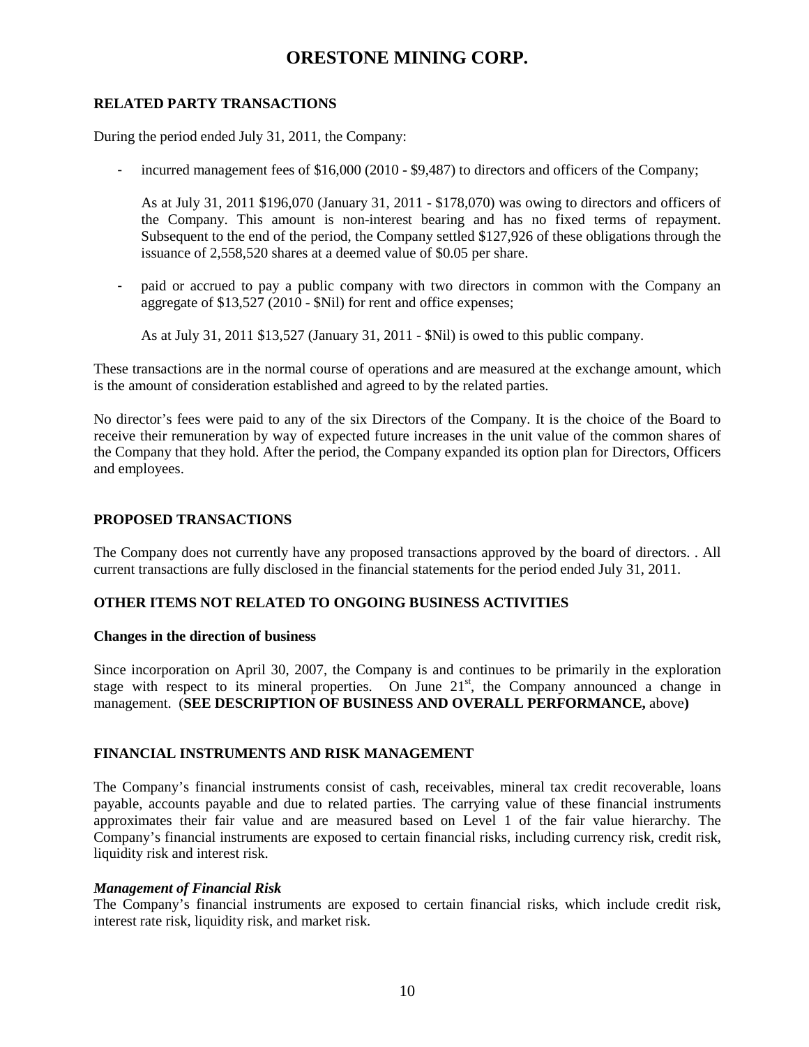# ORESTONE MINING CORP.

## RELATED PARTY TRANSACTIONS

During the period ended July 31, 2011, the Company:

- incurred management fees of $16,000 (2010 - $9,487) to directors and officers of the Company;

  As at July 31, 2011 $196,070 (January 31, 2011 - $178,070) was owing to directors and officers of the Company. This amount is non-interest bearing and has no fixed terms of repayment. Subsequent to the end of the period, the Company settled $127,926 of these obligations through the issuance of 2,558,520 shares at a deemed value of $0.05 per share.

- paid or accrued to pay a public company with two directors in common with the Company an aggregate of $13,527 (2010 - $Nil) for rent and office expenses;

  As at July 31, 2011 $13,527 (January 31, 2011 - $Nil) is owed to this public company.

These transactions are in the normal course of operations and are measured at the exchange amount, which is the amount of consideration established and agreed to by the related parties.

No director's fees were paid to any of the six Directors of the Company. It is the choice of the Board to receive their remuneration by way of expected future increases in the unit value of the common shares of the Company that they hold. After the period, the Company expanded its option plan for Directors, Officers and employees.

## PROPOSED TRANSACTIONS

The Company does not currently have any proposed transactions approved by the board of directors. . All current transactions are fully disclosed in the financial statements for the period ended July 31, 2011.

## OTHER ITEMS NOT RELATED TO ONGOING BUSINESS ACTIVITIES

### Changes in the direction of business

Since incorporation on April 30, 2007, the Company is and continues to be primarily in the exploration stage with respect to its mineral properties. On June 21st, the Company announced a change in management. (**SEE DESCRIPTION OF BUSINESS AND OVERALL PERFORMANCE,** above**)**

## FINANCIAL INSTRUMENTS AND RISK MANAGEMENT

The Company's financial instruments consist of cash, receivables, mineral tax credit recoverable, loans payable, accounts payable and due to related parties. The carrying value of these financial instruments approximates their fair value and are measured based on Level 1 of the fair value hierarchy. The Company's financial instruments are exposed to certain financial risks, including currency risk, credit risk, liquidity risk and interest risk.

***Management of Financial Risk***

The Company's financial instruments are exposed to certain financial risks, which include credit risk, interest rate risk, liquidity risk, and market risk.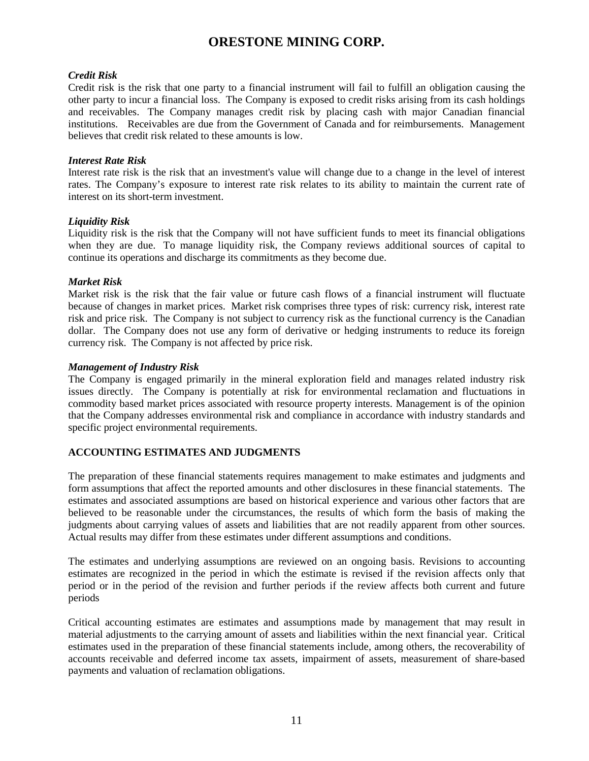***Credit Risk***
Credit risk is the risk that one party to a financial instrument will fail to fulfill an obligation causing the other party to incur a financial loss. The Company is exposed to credit risks arising from its cash holdings and receivables. The Company manages credit risk by placing cash with major Canadian financial institutions. Receivables are due from the Government of Canada and for reimbursements. Management believes that credit risk related to these amounts is low.

***Interest Rate Risk***
Interest rate risk is the risk that an investment's value will change due to a change in the level of interest rates. The Company's exposure to interest rate risk relates to its ability to maintain the current rate of interest on its short-term investment.

***Liquidity Risk***
Liquidity risk is the risk that the Company will not have sufficient funds to meet its financial obligations when they are due. To manage liquidity risk, the Company reviews additional sources of capital to continue its operations and discharge its commitments as they become due.

***Market Risk***
Market risk is the risk that the fair value or future cash flows of a financial instrument will fluctuate because of changes in market prices. Market risk comprises three types of risk: currency risk, interest rate risk and price risk. The Company is not subject to currency risk as the functional currency is the Canadian dollar. The Company does not use any form of derivative or hedging instruments to reduce its foreign currency risk. The Company is not affected by price risk.

***Management of Industry Risk***
The Company is engaged primarily in the mineral exploration field and manages related industry risk issues directly. The Company is potentially at risk for environmental reclamation and fluctuations in commodity based market prices associated with resource property interests. Management is of the opinion that the Company addresses environmental risk and compliance in accordance with industry standards and specific project environmental requirements.

## ACCOUNTING ESTIMATES AND JUDGMENTS

The preparation of these financial statements requires management to make estimates and judgments and form assumptions that affect the reported amounts and other disclosures in these financial statements. The estimates and associated assumptions are based on historical experience and various other factors that are believed to be reasonable under the circumstances, the results of which form the basis of making the judgments about carrying values of assets and liabilities that are not readily apparent from other sources. Actual results may differ from these estimates under different assumptions and conditions.

The estimates and underlying assumptions are reviewed on an ongoing basis. Revisions to accounting estimates are recognized in the period in which the estimate is revised if the revision affects only that period or in the period of the revision and further periods if the review affects both current and future periods

Critical accounting estimates are estimates and assumptions made by management that may result in material adjustments to the carrying amount of assets and liabilities within the next financial year. Critical estimates used in the preparation of these financial statements include, among others, the recoverability of accounts receivable and deferred income tax assets, impairment of assets, measurement of share-based payments and valuation of reclamation obligations.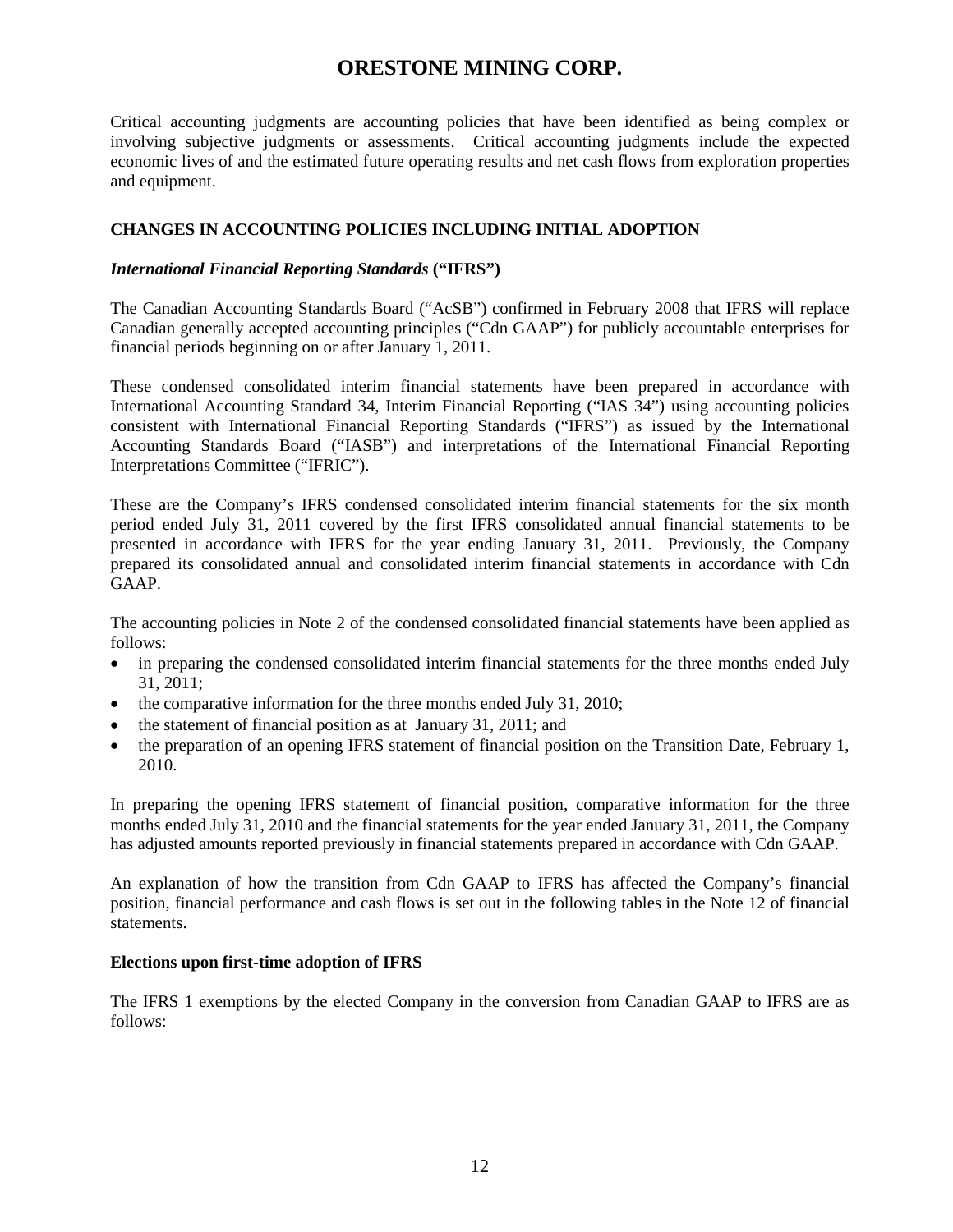Critical accounting judgments are accounting policies that have been identified as being complex or involving subjective judgments or assessments. Critical accounting judgments include the expected economic lives of and the estimated future operating results and net cash flows from exploration properties and equipment.

## CHANGES IN ACCOUNTING POLICIES INCLUDING INITIAL ADOPTION

### *International Financial Reporting Standards* ("IFRS")

The Canadian Accounting Standards Board ("AcSB") confirmed in February 2008 that IFRS will replace Canadian generally accepted accounting principles ("Cdn GAAP") for publicly accountable enterprises for financial periods beginning on or after January 1, 2011.

These condensed consolidated interim financial statements have been prepared in accordance with International Accounting Standard 34, Interim Financial Reporting ("IAS 34") using accounting policies consistent with International Financial Reporting Standards ("IFRS") as issued by the International Accounting Standards Board ("IASB") and interpretations of the International Financial Reporting Interpretations Committee ("IFRIC").

These are the Company's IFRS condensed consolidated interim financial statements for the six month period ended July 31, 2011 covered by the first IFRS consolidated annual financial statements to be presented in accordance with IFRS for the year ending January 31, 2011. Previously, the Company prepared its consolidated annual and consolidated interim financial statements in accordance with Cdn GAAP.

The accounting policies in Note 2 of the condensed consolidated financial statements have been applied as follows:

- in preparing the condensed consolidated interim financial statements for the three months ended July 31, 2011;
- the comparative information for the three months ended July 31, 2010;
- the statement of financial position as at January 31, 2011; and
- the preparation of an opening IFRS statement of financial position on the Transition Date, February 1, 2010.

In preparing the opening IFRS statement of financial position, comparative information for the three months ended July 31, 2010 and the financial statements for the year ended January 31, 2011, the Company has adjusted amounts reported previously in financial statements prepared in accordance with Cdn GAAP.

An explanation of how the transition from Cdn GAAP to IFRS has affected the Company's financial position, financial performance and cash flows is set out in the following tables in the Note 12 of financial statements.

### Elections upon first-time adoption of IFRS

The IFRS 1 exemptions by the elected Company in the conversion from Canadian GAAP to IFRS are as follows: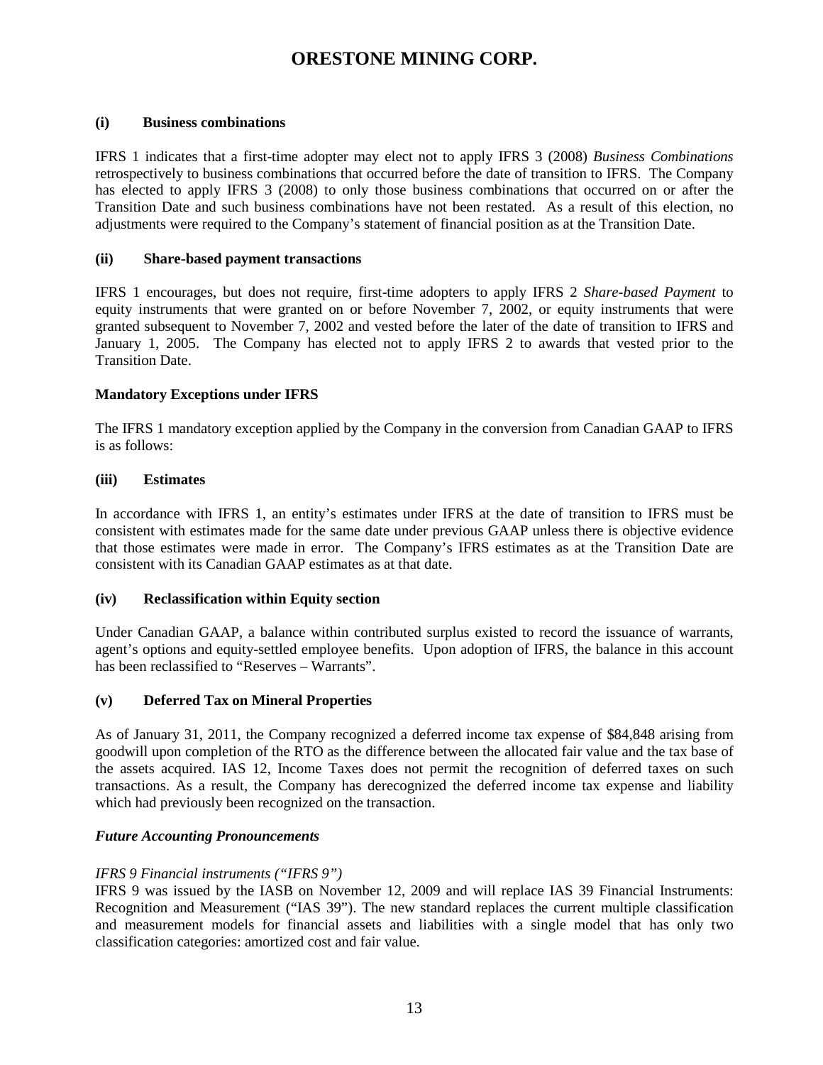**(i) Business combinations**

IFRS 1 indicates that a first-time adopter may elect not to apply IFRS 3 (2008) *Business Combinations* retrospectively to business combinations that occurred before the date of transition to IFRS. The Company has elected to apply IFRS 3 (2008) to only those business combinations that occurred on or after the Transition Date and such business combinations have not been restated. As a result of this election, no adjustments were required to the Company's statement of financial position as at the Transition Date.

**(ii) Share-based payment transactions**

IFRS 1 encourages, but does not require, first-time adopters to apply IFRS 2 *Share-based Payment* to equity instruments that were granted on or before November 7, 2002, or equity instruments that were granted subsequent to November 7, 2002 and vested before the later of the date of transition to IFRS and January 1, 2005. The Company has elected not to apply IFRS 2 to awards that vested prior to the Transition Date.

**Mandatory Exceptions under IFRS**

The IFRS 1 mandatory exception applied by the Company in the conversion from Canadian GAAP to IFRS is as follows:

**(iii) Estimates**

In accordance with IFRS 1, an entity's estimates under IFRS at the date of transition to IFRS must be consistent with estimates made for the same date under previous GAAP unless there is objective evidence that those estimates were made in error. The Company's IFRS estimates as at the Transition Date are consistent with its Canadian GAAP estimates as at that date.

**(iv) Reclassification within Equity section**

Under Canadian GAAP, a balance within contributed surplus existed to record the issuance of warrants, agent's options and equity-settled employee benefits. Upon adoption of IFRS, the balance in this account has been reclassified to "Reserves – Warrants".

**(v) Deferred Tax on Mineral Properties**

As of January 31, 2011, the Company recognized a deferred income tax expense of $84,848 arising from goodwill upon completion of the RTO as the difference between the allocated fair value and the tax base of the assets acquired. IAS 12, Income Taxes does not permit the recognition of deferred taxes on such transactions. As a result, the Company has derecognized the deferred income tax expense and liability which had previously been recognized on the transaction.

***Future Accounting Pronouncements***

*IFRS 9 Financial instruments ("IFRS 9")*

IFRS 9 was issued by the IASB on November 12, 2009 and will replace IAS 39 Financial Instruments: Recognition and Measurement ("IAS 39"). The new standard replaces the current multiple classification and measurement models for financial assets and liabilities with a single model that has only two classification categories: amortized cost and fair value.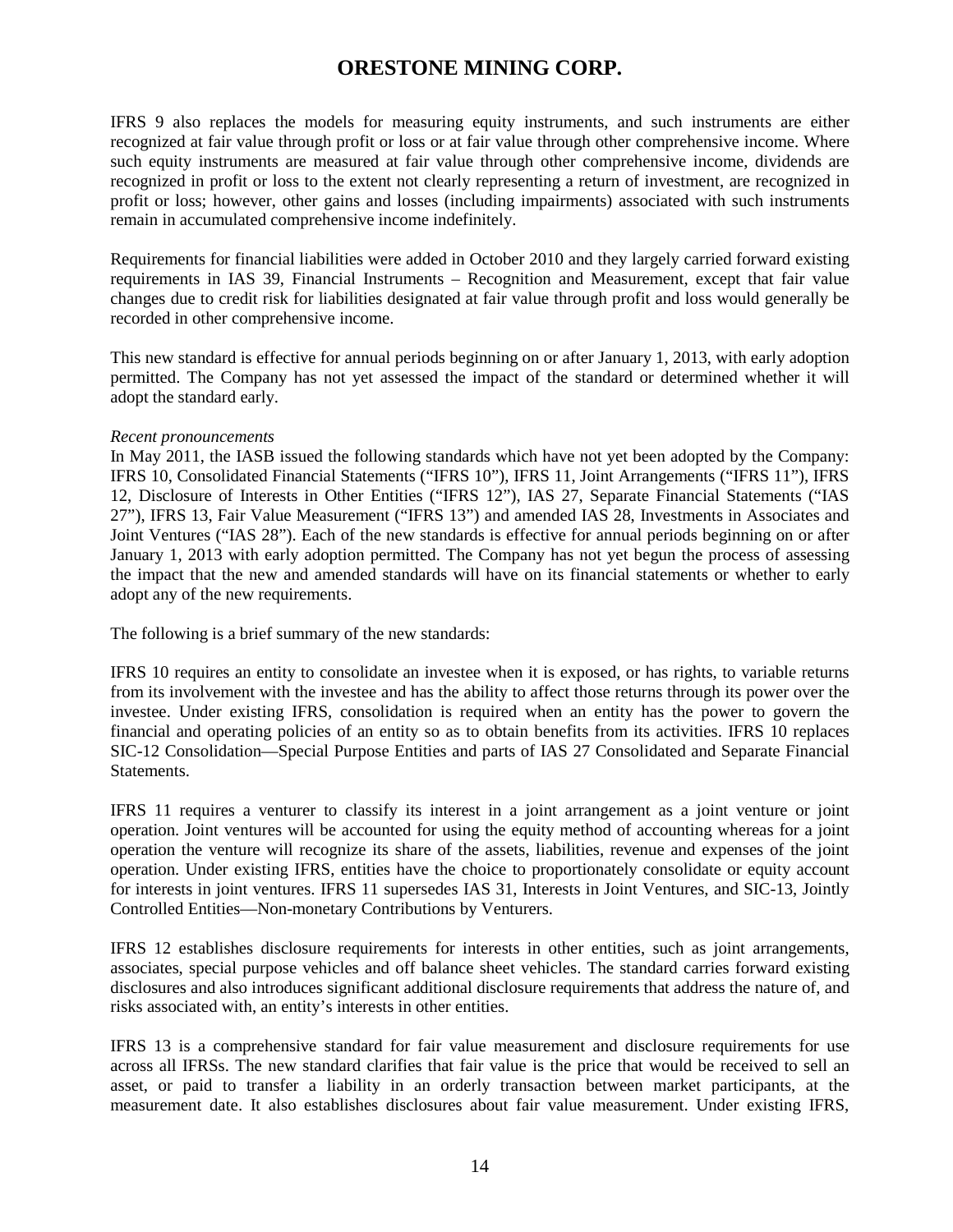IFRS 9 also replaces the models for measuring equity instruments, and such instruments are either recognized at fair value through profit or loss or at fair value through other comprehensive income. Where such equity instruments are measured at fair value through other comprehensive income, dividends are recognized in profit or loss to the extent not clearly representing a return of investment, are recognized in profit or loss; however, other gains and losses (including impairments) associated with such instruments remain in accumulated comprehensive income indefinitely.

Requirements for financial liabilities were added in October 2010 and they largely carried forward existing requirements in IAS 39, Financial Instruments – Recognition and Measurement, except that fair value changes due to credit risk for liabilities designated at fair value through profit and loss would generally be recorded in other comprehensive income.

This new standard is effective for annual periods beginning on or after January 1, 2013, with early adoption permitted. The Company has not yet assessed the impact of the standard or determined whether it will adopt the standard early.

*Recent pronouncements*

In May 2011, the IASB issued the following standards which have not yet been adopted by the Company: IFRS 10, Consolidated Financial Statements ("IFRS 10"), IFRS 11, Joint Arrangements ("IFRS 11"), IFRS 12, Disclosure of Interests in Other Entities ("IFRS 12"), IAS 27, Separate Financial Statements ("IAS 27"), IFRS 13, Fair Value Measurement ("IFRS 13") and amended IAS 28, Investments in Associates and Joint Ventures ("IAS 28"). Each of the new standards is effective for annual periods beginning on or after January 1, 2013 with early adoption permitted. The Company has not yet begun the process of assessing the impact that the new and amended standards will have on its financial statements or whether to early adopt any of the new requirements.

The following is a brief summary of the new standards:

IFRS 10 requires an entity to consolidate an investee when it is exposed, or has rights, to variable returns from its involvement with the investee and has the ability to affect those returns through its power over the investee. Under existing IFRS, consolidation is required when an entity has the power to govern the financial and operating policies of an entity so as to obtain benefits from its activities. IFRS 10 replaces SIC-12 Consolidation—Special Purpose Entities and parts of IAS 27 Consolidated and Separate Financial Statements.

IFRS 11 requires a venturer to classify its interest in a joint arrangement as a joint venture or joint operation. Joint ventures will be accounted for using the equity method of accounting whereas for a joint operation the venture will recognize its share of the assets, liabilities, revenue and expenses of the joint operation. Under existing IFRS, entities have the choice to proportionately consolidate or equity account for interests in joint ventures. IFRS 11 supersedes IAS 31, Interests in Joint Ventures, and SIC-13, Jointly Controlled Entities—Non-monetary Contributions by Venturers.

IFRS 12 establishes disclosure requirements for interests in other entities, such as joint arrangements, associates, special purpose vehicles and off balance sheet vehicles. The standard carries forward existing disclosures and also introduces significant additional disclosure requirements that address the nature of, and risks associated with, an entity's interests in other entities.

IFRS 13 is a comprehensive standard for fair value measurement and disclosure requirements for use across all IFRSs. The new standard clarifies that fair value is the price that would be received to sell an asset, or paid to transfer a liability in an orderly transaction between market participants, at the measurement date. It also establishes disclosures about fair value measurement. Under existing IFRS,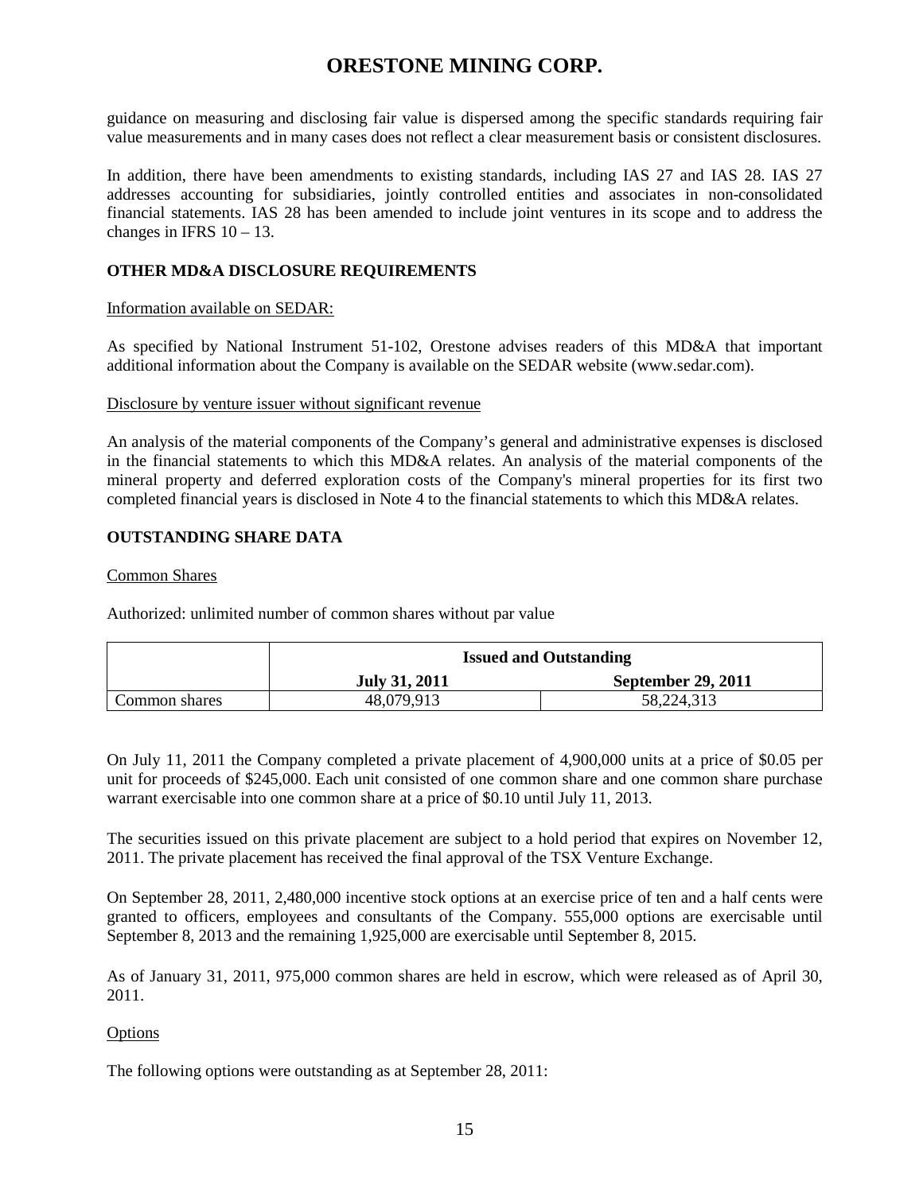guidance on measuring and disclosing fair value is dispersed among the specific standards requiring fair value measurements and in many cases does not reflect a clear measurement basis or consistent disclosures.

In addition, there have been amendments to existing standards, including IAS 27 and IAS 28. IAS 27 addresses accounting for subsidiaries, jointly controlled entities and associates in non-consolidated financial statements. IAS 28 has been amended to include joint ventures in its scope and to address the changes in IFRS 10 – 13.

## OTHER MD&A DISCLOSURE REQUIREMENTS

Information available on SEDAR:

As specified by National Instrument 51-102, Orestone advises readers of this MD&A that important additional information about the Company is available on the SEDAR website (www.sedar.com).

Disclosure by venture issuer without significant revenue

An analysis of the material components of the Company's general and administrative expenses is disclosed in the financial statements to which this MD&A relates. An analysis of the material components of the mineral property and deferred exploration costs of the Company's mineral properties for its first two completed financial years is disclosed in Note 4 to the financial statements to which this MD&A relates.

## OUTSTANDING SHARE DATA

Common Shares

Authorized: unlimited number of common shares without par value

| | Issued and Outstanding | |
|---|---|---|
| | **July 31, 2011** | **September 29, 2011** |
| Common shares | 48,079,913 | 58,224,313 |

On July 11, 2011 the Company completed a private placement of 4,900,000 units at a price of $0.05 per unit for proceeds of $245,000. Each unit consisted of one common share and one common share purchase warrant exercisable into one common share at a price of $0.10 until July 11, 2013.

The securities issued on this private placement are subject to a hold period that expires on November 12, 2011. The private placement has received the final approval of the TSX Venture Exchange.

On September 28, 2011, 2,480,000 incentive stock options at an exercise price of ten and a half cents were granted to officers, employees and consultants of the Company. 555,000 options are exercisable until September 8, 2013 and the remaining 1,925,000 are exercisable until September 8, 2015.

As of January 31, 2011, 975,000 common shares are held in escrow, which were released as of April 30, 2011.

Options

The following options were outstanding as at September 28, 2011: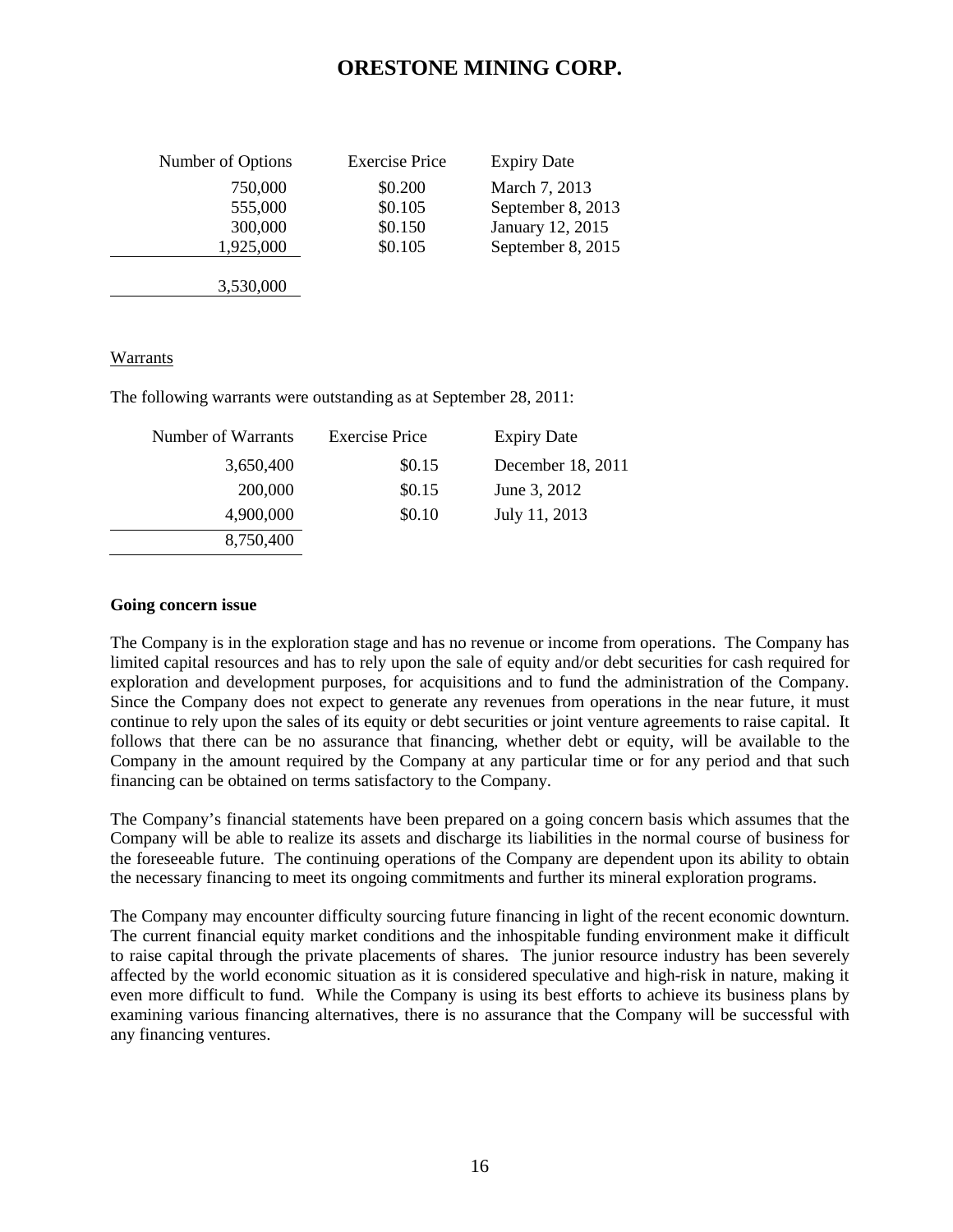| Number of Options | Exercise Price | Expiry Date |
|---|---|---|
| 750,000 | $0.200 | March 7, 2013 |
| 555,000 | $0.105 | September 8, 2013 |
| 300,000 | $0.150 | January 12, 2015 |
| 1,925,000 | $0.105 | September 8, 2015 |
| 3,530,000 | | |

Warrants

The following warrants were outstanding as at September 28, 2011:

| Number of Warrants | Exercise Price | Expiry Date |
|---|---|---|
| 3,650,400 | $0.15 | December 18, 2011 |
| 200,000 | $0.15 | June 3, 2012 |
| 4,900,000 | $0.10 | July 11, 2013 |
| 8,750,400 | | |

**Going concern issue**

The Company is in the exploration stage and has no revenue or income from operations. The Company has limited capital resources and has to rely upon the sale of equity and/or debt securities for cash required for exploration and development purposes, for acquisitions and to fund the administration of the Company. Since the Company does not expect to generate any revenues from operations in the near future, it must continue to rely upon the sales of its equity or debt securities or joint venture agreements to raise capital. It follows that there can be no assurance that financing, whether debt or equity, will be available to the Company in the amount required by the Company at any particular time or for any period and that such financing can be obtained on terms satisfactory to the Company.

The Company's financial statements have been prepared on a going concern basis which assumes that the Company will be able to realize its assets and discharge its liabilities in the normal course of business for the foreseeable future. The continuing operations of the Company are dependent upon its ability to obtain the necessary financing to meet its ongoing commitments and further its mineral exploration programs.

The Company may encounter difficulty sourcing future financing in light of the recent economic downturn. The current financial equity market conditions and the inhospitable funding environment make it difficult to raise capital through the private placements of shares. The junior resource industry has been severely affected by the world economic situation as it is considered speculative and high-risk in nature, making it even more difficult to fund. While the Company is using its best efforts to achieve its business plans by examining various financing alternatives, there is no assurance that the Company will be successful with any financing ventures.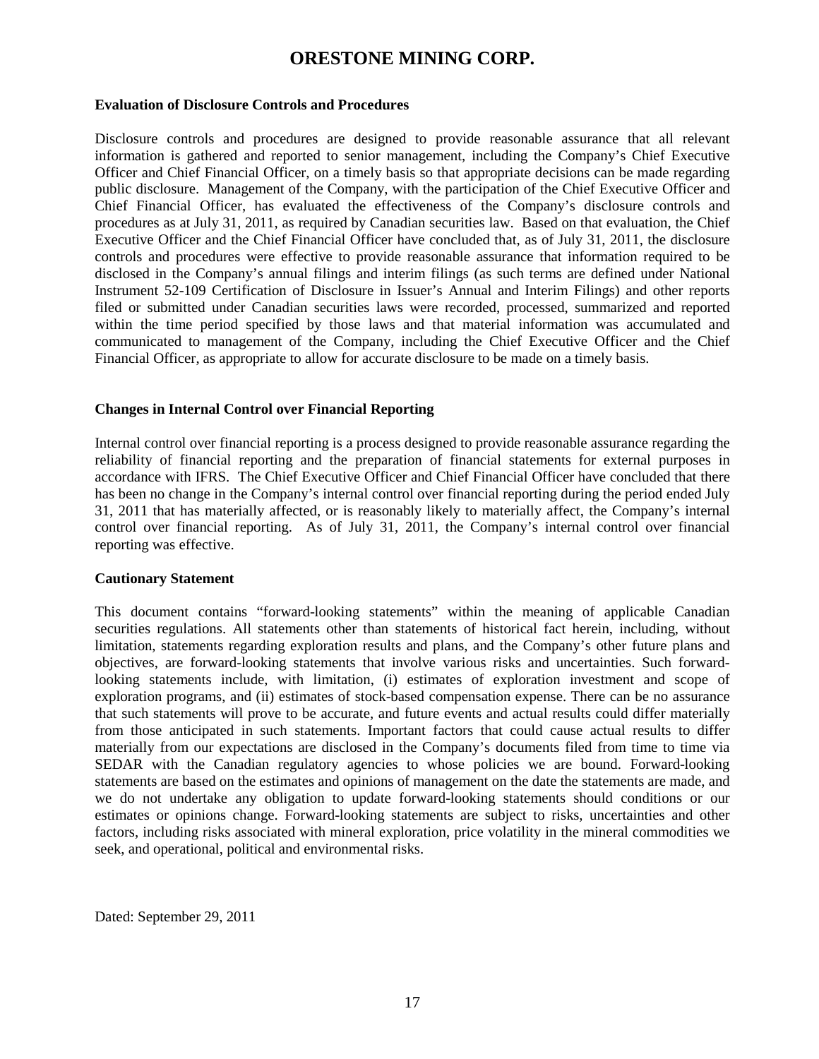**Evaluation of Disclosure Controls and Procedures**

Disclosure controls and procedures are designed to provide reasonable assurance that all relevant information is gathered and reported to senior management, including the Company's Chief Executive Officer and Chief Financial Officer, on a timely basis so that appropriate decisions can be made regarding public disclosure. Management of the Company, with the participation of the Chief Executive Officer and Chief Financial Officer, has evaluated the effectiveness of the Company's disclosure controls and procedures as at July 31, 2011, as required by Canadian securities law. Based on that evaluation, the Chief Executive Officer and the Chief Financial Officer have concluded that, as of July 31, 2011, the disclosure controls and procedures were effective to provide reasonable assurance that information required to be disclosed in the Company's annual filings and interim filings (as such terms are defined under National Instrument 52-109 Certification of Disclosure in Issuer's Annual and Interim Filings) and other reports filed or submitted under Canadian securities laws were recorded, processed, summarized and reported within the time period specified by those laws and that material information was accumulated and communicated to management of the Company, including the Chief Executive Officer and the Chief Financial Officer, as appropriate to allow for accurate disclosure to be made on a timely basis.

**Changes in Internal Control over Financial Reporting**

Internal control over financial reporting is a process designed to provide reasonable assurance regarding the reliability of financial reporting and the preparation of financial statements for external purposes in accordance with IFRS. The Chief Executive Officer and Chief Financial Officer have concluded that there has been no change in the Company's internal control over financial reporting during the period ended July 31, 2011 that has materially affected, or is reasonably likely to materially affect, the Company's internal control over financial reporting. As of July 31, 2011, the Company's internal control over financial reporting was effective.

**Cautionary Statement**

This document contains "forward-looking statements" within the meaning of applicable Canadian securities regulations. All statements other than statements of historical fact herein, including, without limitation, statements regarding exploration results and plans, and the Company's other future plans and objectives, are forward-looking statements that involve various risks and uncertainties. Such forward-looking statements include, with limitation, (i) estimates of exploration investment and scope of exploration programs, and (ii) estimates of stock-based compensation expense. There can be no assurance that such statements will prove to be accurate, and future events and actual results could differ materially from those anticipated in such statements. Important factors that could cause actual results to differ materially from our expectations are disclosed in the Company's documents filed from time to time via SEDAR with the Canadian regulatory agencies to whose policies we are bound. Forward-looking statements are based on the estimates and opinions of management on the date the statements are made, and we do not undertake any obligation to update forward-looking statements should conditions or our estimates or opinions change. Forward-looking statements are subject to risks, uncertainties and other factors, including risks associated with mineral exploration, price volatility in the mineral commodities we seek, and operational, political and environmental risks.

Dated: September 29, 2011